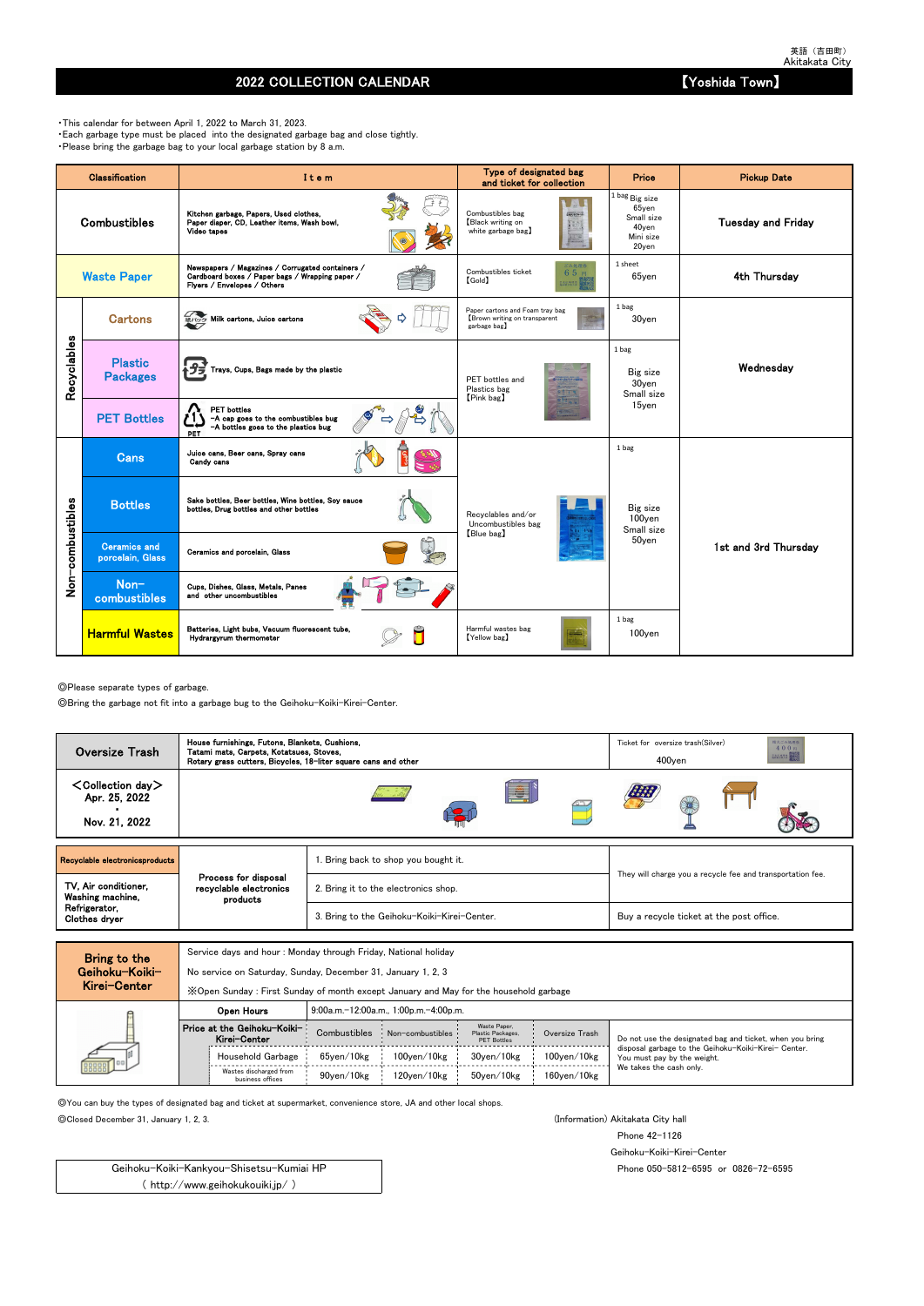英語（吉田町）
Akitakata City

# 2022 COLLECTION CALENDAR 【Yoshida Town】

・This calendar for between April 1, 2022 to March 31, 2023.
・Each garbage type must be placed into the designated garbage bag and close tightly.
・Please bring the garbage bag to your local garbage station by 8 a.m.

| Classification | | Item | Type of designated bag and ticket for collection | Price | Pickup Date |
|---|---|---|---|---|---|
| Combustibles | | Kitchen garbage, Papers, Used clothes, Paper diaper, CD, Leather items, Wash bowl, Video tapes | Combustibles bag 【Black writing on white garbage bag】 | 1 bag Big size 65yen Small size 40yen Mini size 20yen | Tuesday and Friday |
| Waste Paper | | Newspapers / Magazines / Corrugated containers / Cardboard boxes / Paper bags / Wrapping paper / Flyers / Envelopes / Others | Combustibles ticket 【Gold】 | 1 sheet 65yen | 4th Thursday |
| Recyclables | Cartons | Milk cartons, Juice cartons | Paper cartons and Foam tray bag 【Brown writing on transparent garbage bag】 | 1 bag 30yen | Wednesday |
| | Plastic Packages | Trays, Cups, Bags made by the plastic | PET bottles and Plastics bag 【Pink bag】 | 1 bag Big size 30yen Small size 15yen | |
| | PET Bottles | PET bottles -A cap goes to the combustibles bug -A bottles goes to the plastics bug | | | |
| Non-combustibles | Cans | Juice cans, Beer cans, Spray cans Candy cans | Recyclables and/or Uncombustibles bag 【Blue bag】 | 1 bag Big size 100yen Small size 50yen | 1st and 3rd Thursday |
| | Bottles | Sake bottles, Beer bottles, Wine bottles, Soy sauce bottles, Drug bottles and other bottles | | | |
| | Ceramics and porcelain, Glass | Ceramics and porcelain, Glass | | | |
| | Non-combustibles | Cups, Dishes, Glass, Metals, Panes and other uncombustibles | | | |
| | Harmful Wastes | Batteries, Light bubs, Vacuum fluorescent tube, Hydrargyrum thermometer | Harmful wastes bag 【Yellow bag】 | 1 bag 100yen | |

◎Please separate types of garbage.
◎Bring the garbage not fit into a garbage bug to the Geihoku-Koiki-Kirei-Center.

| Oversize Trash | House furnishings, Futons, Blankets, Cushions, Tatami mats, Carpets, Kotatsues, Stoves, Rotary grass cutters, Bicycles, 18-liter square cans and other | Ticket for oversize trash(Silver) 400yen |
|---|---|---|
| <Collection day> Apr. 25, 2022 ・ Nov. 21, 2022 | | |

| Recyclable electronicsproducts | Process for disposal recyclable electronics products | | |
|---|---|---|---|
| TV, Air conditioner, Washing machine, Refrigerator, Clothes dryer | | 1. Bring back to shop you bought it. | They will charge you a recycle fee and transportation fee. |
| | | 2. Bring it to the electronics shop. | |
| | | 3. Bring to the Geihoku-Koiki-Kirei-Center. | Buy a recycle ticket at the post office. |

**Bring to the Geihoku-Koiki-Kirei-Center**

Service days and hour : Monday through Friday, National holiday
No service on Saturday, Sunday, December 31, January 1, 2, 3
※Open Sunday : First Sunday of month except January and May for the household garbage

| Open Hours | | 9:00a.m.-12:00a.m., 1:00p.m.-4:00p.m. | | | |
|---|---|---|---|---|---|
| Price at the Geihoku-Koiki-Kirei-Center | | Combustibles | Non-combustibles | Waste Paper, Plastic Packages, PET Bottles | Oversize Trash |
| | Household Garbage | 65yen/10kg | 100yen/10kg | 30yen/10kg | 100yen/10kg |
| | Wastes discharged from business offices | 90yen/10kg | 120yen/10kg | 50yen/10kg | 160yen/10kg |

Do not use the designated bag and ticket, when you bring disposal garbage to the Geihoku-Koiki-Kirei- Center. You must pay by the weight. We takes the cash only.

◎You can buy the types of designated bag and ticket at supermarket, convenience store, JA and other local shops.
◎Closed December 31, January 1, 2, 3.

(Information) Akitakata City hall
Phone 42-1126
Geihoku-Koiki-Kirei-Center
Phone 050-5812-6595 or 0826-72-6595

Geihoku-Koiki-Kankyou-Shisetsu-Kumiai HP
( http://www.geihokukouiki.jp/ )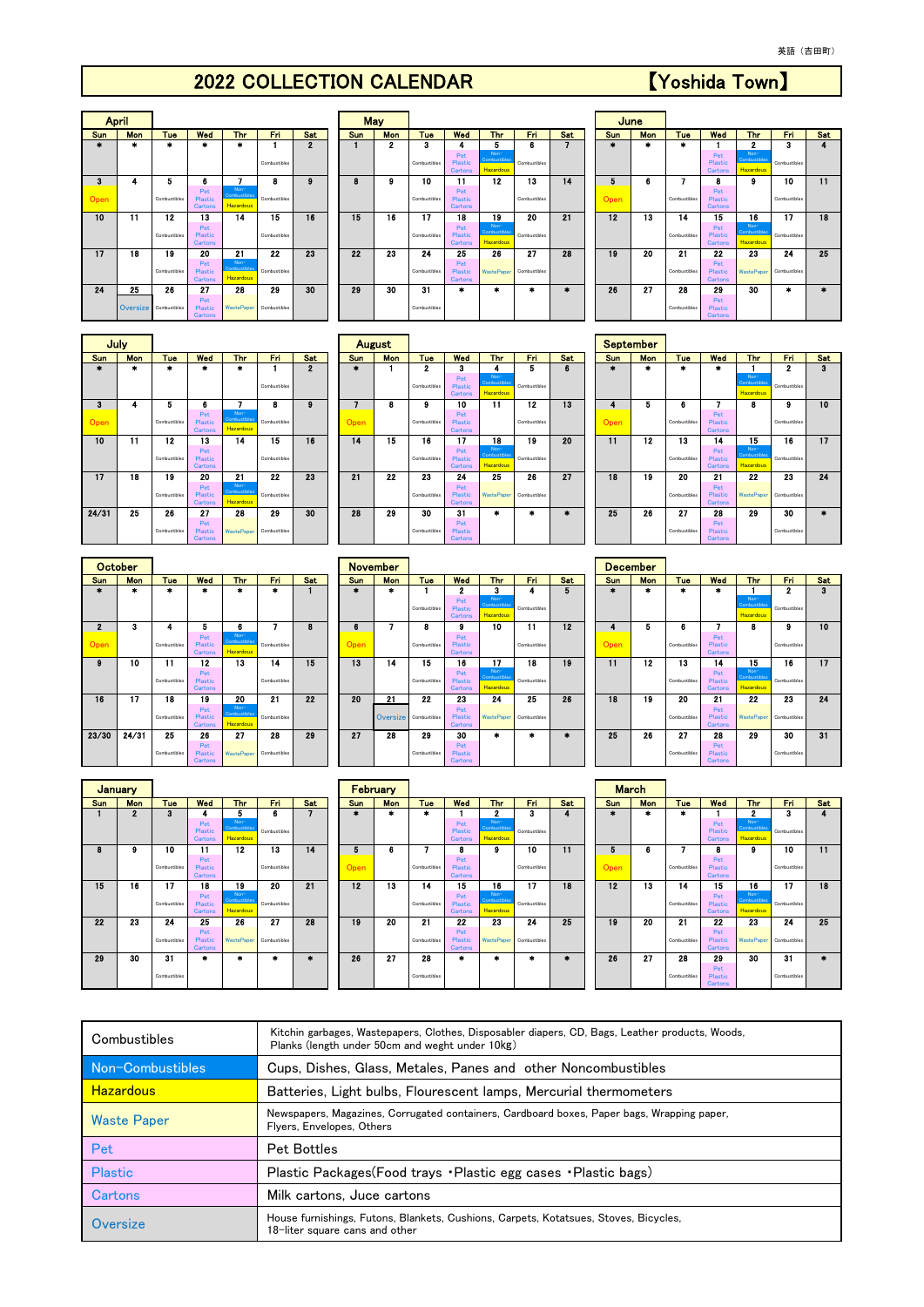英語（吉田町）

# 2022 COLLECTION CALENDAR　【Yoshida Town】

## April

| Sun | Mon | Tue | Wed | Thr | Fri | Sat |
|---|---|---|---|---|---|---|
| * | * | * | * | * | 1 Combustibles | 2 |
| 3 Open | 4 | 5 Combustibles | 6 Pet Plastic Cartons | 7 Non-Combustibles Hazardous | 8 Combustibles | 9 |
| 10 | 11 | 12 Combustibles | 13 Pet Plastic Cartons | 14 | 15 Combustibles | 16 |
| 17 | 18 | 19 Combustibles | 20 Pet Plastic Cartons | 21 Non-Combustibles Hazardous | 22 Combustibles | 23 |
| 24 | 25 Oversize | 26 Combustibles | 27 Pet Plastic Cartons | 28 WastePaper | 29 Combustibles | 30 |

## May

| Sun | Mon | Tue | Wed | Thr | Fri | Sat |
|---|---|---|---|---|---|---|
| 1 | 2 | 3 Combustibles | 4 Pet Plastic Cartons | 5 Non-Combustibles Hazardous | 6 Combustibles | 7 |
| 8 | 9 | 10 Combustibles | 11 Pet Plastic Cartons | 12 | 13 Combustibles | 14 |
| 15 | 16 | 17 Combustibles | 18 Pet Plastic Cartons | 19 Non-Combustibles Hazardous | 20 Combustibles | 21 |
| 22 | 23 | 24 Combustibles | 25 Pet Plastic Cartons | 26 WastePaper | 27 Combustibles | 28 |
| 29 | 30 | 31 Combustibles | * | * | * | * |

## June

| Sun | Mon | Tue | Wed | Thr | Fri | Sat |
|---|---|---|---|---|---|---|
| * | * | * | 1 Pet Plastic Cartons | 2 Non-Combustibles Hazardous | 3 Combustibles | 4 |
| 5 Open | 6 | 7 Combustibles | 8 Pet Plastic Cartons | 9 | 10 Combustibles | 11 |
| 12 | 13 | 14 Combustibles | 15 Pet Plastic Cartons | 16 Non-Combustibles Hazardous | 17 Combustibles | 18 |
| 19 | 20 | 21 Combustibles | 22 Pet Plastic Cartons | 23 WastePaper | 24 Combustibles | 25 |
| 26 | 27 | 28 Combustibles | 29 Pet Plastic Cartons | 30 | * | * |

## July

| Sun | Mon | Tue | Wed | Thr | Fri | Sat |
|---|---|---|---|---|---|---|
| * | * | * | * | * | 1 Combustibles | 2 |
| 3 Open | 4 | 5 Combustibles | 6 Pet Plastic Cartons | 7 Non-Combustibles Hazardous | 8 Combustibles | 9 |
| 10 | 11 | 12 Combustibles | 13 Pet Plastic Cartons | 14 | 15 Combustibles | 16 |
| 17 | 18 | 19 Combustibles | 20 Pet Plastic Cartons | 21 Non-Combustibles Hazardous | 22 Combustibles | 23 |
| 24/31 | 25 | 26 Combustibles | 27 Pet Plastic Cartons | 28 WastePaper | 29 Combustibles | 30 |

## August

| Sun | Mon | Tue | Wed | Thr | Fri | Sat |
|---|---|---|---|---|---|---|
| * | 1 | 2 Combustibles | 3 Pet Plastic Cartons | 4 Non-Combustibles Hazardous | 5 Combustibles | 6 |
| 7 Open | 8 | 9 Combustibles | 10 Pet Plastic Cartons | 11 | 12 Combustibles | 13 |
| 14 | 15 | 16 Combustibles | 17 Pet Plastic Cartons | 18 Non-Combustibles Hazardous | 19 Combustibles | 20 |
| 21 | 22 | 23 Combustibles | 24 Pet Plastic Cartons | 25 WastePaper | 26 Combustibles | 27 |
| 28 | 29 | 30 Combustibles | 31 Pet Plastic Cartons | * | * | * |

## September

| Sun | Mon | Tue | Wed | Thr | Fri | Sat |
|---|---|---|---|---|---|---|
| * | * | * | * | 1 Non-Combustibles Hazardous | 2 Combustibles | 3 |
| 4 Open | 5 | 6 Combustibles | 7 Pet Plastic Cartons | 8 | 9 Combustibles | 10 |
| 11 | 12 | 13 Combustibles | 14 Pet Plastic Cartons | 15 Non-Combustibles Hazardous | 16 Combustibles | 17 |
| 18 | 19 | 20 Combustibles | 21 Pet Plastic Cartons | 22 WastePaper | 23 Combustibles | 24 |
| 25 | 26 | 27 Combustibles | 28 Pet Plastic Cartons | 29 | 30 Combustibles | * |

## October

| Sun | Mon | Tue | Wed | Thr | Fri | Sat |
|---|---|---|---|---|---|---|
| * | * | * | * | * | * | 1 |
| 2 Open | 3 | 4 Combustibles | 5 Pet Plastic Cartons | 6 Non-Combustibles Hazardous | 7 Combustibles | 8 |
| 9 | 10 | 11 Combustibles | 12 Pet Plastic Cartons | 13 | 14 Combustibles | 15 |
| 16 | 17 | 18 Combustibles | 19 Pet Plastic Cartons | 20 Non-Combustibles Hazardous | 21 Combustibles | 22 |
| 23/30 | 24/31 | 25 Combustibles | 26 Pet Plastic Cartons | 27 WastePaper | 28 Combustibles | 29 |

## November

| Sun | Mon | Tue | Wed | Thr | Fri | Sat |
|---|---|---|---|---|---|---|
| * | * | 1 Combustibles | 2 Pet Plastic Cartons | 3 Non-Combustibles Hazardous | 4 Combustibles | 5 |
| 6 Open | 7 | 8 Combustibles | 9 Pet Plastic Cartons | 10 | 11 Combustibles | 12 |
| 13 | 14 | 15 Combustibles | 16 Pet Plastic Cartons | 17 Non-Combustibles Hazardous | 18 Combustibles | 19 |
| 20 | 21 Oversize | 22 Combustibles | 23 Pet Plastic Cartons | 24 WastePaper | 25 Combustibles | 26 |
| 27 | 28 | 29 Combustibles | 30 Pet Plastic Cartons | * | * | * |

## December

| Sun | Mon | Tue | Wed | Thr | Fri | Sat |
|---|---|---|---|---|---|---|
| * | * | * | * | 1 Non-Combustibles Hazardous | 2 Combustibles | 3 |
| 4 Open | 5 | 6 Combustibles | 7 Pet Plastic Cartons | 8 | 9 Combustibles | 10 |
| 11 | 12 | 13 Combustibles | 14 Pet Plastic Cartons | 15 Non-Combustibles Hazardous | 16 Combustibles | 17 |
| 18 | 19 | 20 Combustibles | 21 Pet Plastic Cartons | 22 WastePaper | 23 Combustibles | 24 |
| 25 | 26 | 27 Combustibles | 28 Pet Plastic Cartons | 29 | 30 Combustibles | 31 |

## January

| Sun | Mon | Tue | Wed | Thr | Fri | Sat |
|---|---|---|---|---|---|---|
| 1 | 2 | 3 | 4 Pet Plastic Cartons | 5 Non-Combustibles Hazardous | 6 Combustibles | 7 |
| 8 | 9 | 10 Combustibles | 11 Pet Plastic Cartons | 12 | 13 Combustibles | 14 |
| 15 | 16 | 17 Combustibles | 18 Pet Plastic Cartons | 19 Non-Combustibles Hazardous | 20 Combustibles | 21 |
| 22 | 23 | 24 Combustibles | 25 Pet Plastic Cartons | 26 WastePaper | 27 Combustibles | 28 |
| 29 | 30 | 31 Combustibles | * | * | * | * |

## February

| Sun | Mon | Tue | Wed | Thr | Fri | Sat |
|---|---|---|---|---|---|---|
| * | * | * | 1 Pet Plastic Cartons | 2 Non-Combustibles Hazardous | 3 Combustibles | 4 |
| 5 Open | 6 | 7 Combustibles | 8 Pet Plastic Cartons | 9 | 10 Combustibles | 11 |
| 12 | 13 | 14 Combustibles | 15 Pet Plastic Cartons | 16 Non-Combustibles Hazardous | 17 Combustibles | 18 |
| 19 | 20 | 21 Combustibles | 22 Pet Plastic Cartons | 23 WastePaper | 24 Combustibles | 25 |
| 26 | 27 | 28 Combustibles | * | * | * | * |

## March

| Sun | Mon | Tue | Wed | Thr | Fri | Sat |
|---|---|---|---|---|---|---|
| * | * | * | 1 Pet Plastic Cartons | 2 Non-Combustibles Hazardous | 3 Combustibles | 4 |
| 5 Open | 6 | 7 Combustibles | 8 Pet Plastic Cartons | 9 | 10 Combustibles | 11 |
| 12 | 13 | 14 Combustibles | 15 Pet Plastic Cartons | 16 Non-Combustibles Hazardous | 17 Combustibles | 18 |
| 19 | 20 | 21 Combustibles | 22 Pet Plastic Cartons | 23 WastePaper | 24 Combustibles | 25 |
| 26 | 27 | 28 Combustibles | 29 Pet Plastic Cartons | 30 | 31 Combustibles | * |

| | |
|---|---|
| Combustibles | Kitchin garbages, Wastepapers, Clothes, Disposabler diapers, CD, Bags, Leather products, Woods, Planks (length under 50cm and weght under 10kg) |
| Non-Combustibles | Cups, Dishes, Glass, Metales, Panes and other Noncombustibles |
| Hazardous | Batteries, Light bulbs, Flourescent lamps, Mercurial thermometers |
| Waste Paper | Newspapers, Magazines, Corrugated containers, Cardboard boxes, Paper bags, Wrapping paper, Flyers, Envelopes, Others |
| Pet | Pet Bottles |
| Plastic | Plastic Packages(Food trays ・Plastic egg cases ・Plastic bags) |
| Cartons | Milk cartons, Juce cartons |
| Oversize | House furnishings, Futons, Blankets, Cushions, Carpets, Kotatsues, Stoves, Bicycles, 18-liter square cans and other |